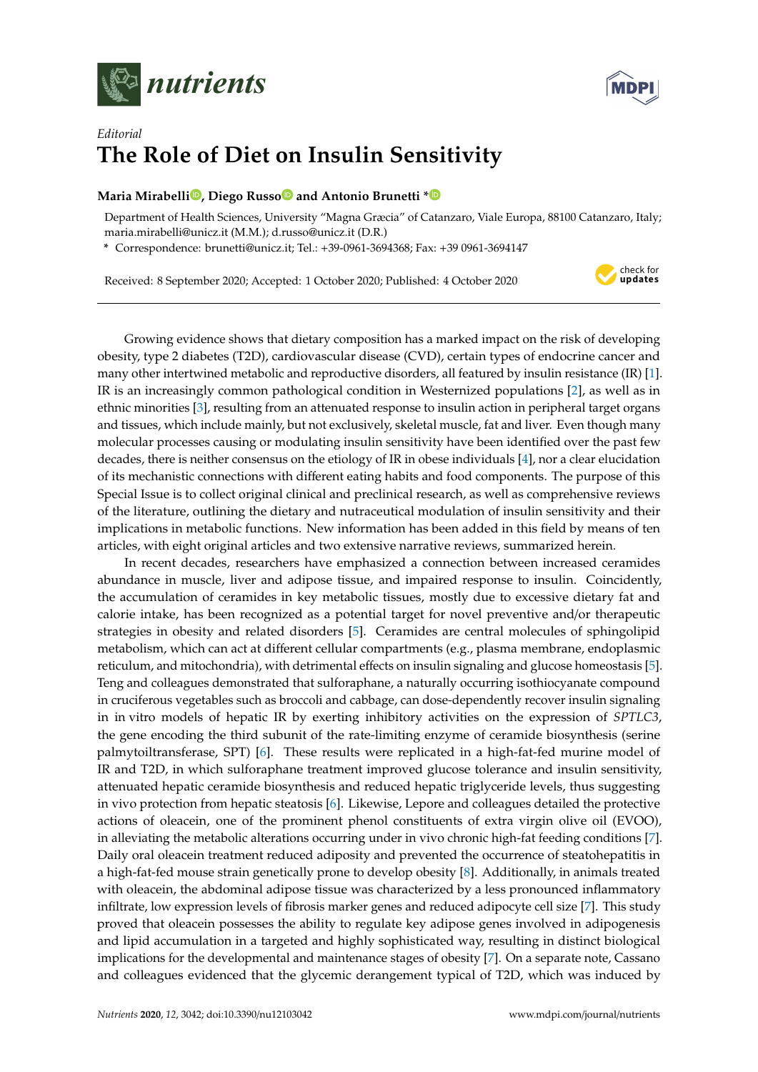*Editorial*

# The Role of Diet on Insulin Sensitivity

**Maria Mirabelli, Diego Russo and Antonio Brunetti ***

Department of Health Sciences, University "Magna Græcia" of Catanzaro, Viale Europa, 88100 Catanzaro, Italy; maria.mirabelli@unicz.it (M.M.); d.russo@unicz.it (D.R.)

* Correspondence: brunetti@unicz.it; Tel.: +39-0961-3694368; Fax: +39 0961-3694147

Received: 8 September 2020; Accepted: 1 October 2020; Published: 4 October 2020

Growing evidence shows that dietary composition has a marked impact on the risk of developing obesity, type 2 diabetes (T2D), cardiovascular disease (CVD), certain types of endocrine cancer and many other intertwined metabolic and reproductive disorders, all featured by insulin resistance (IR) [1]. IR is an increasingly common pathological condition in Westernized populations [2], as well as in ethnic minorities [3], resulting from an attenuated response to insulin action in peripheral target organs and tissues, which include mainly, but not exclusively, skeletal muscle, fat and liver. Even though many molecular processes causing or modulating insulin sensitivity have been identified over the past few decades, there is neither consensus on the etiology of IR in obese individuals [4], nor a clear elucidation of its mechanistic connections with different eating habits and food components. The purpose of this Special Issue is to collect original clinical and preclinical research, as well as comprehensive reviews of the literature, outlining the dietary and nutraceutical modulation of insulin sensitivity and their implications in metabolic functions. New information has been added in this field by means of ten articles, with eight original articles and two extensive narrative reviews, summarized herein.

In recent decades, researchers have emphasized a connection between increased ceramides abundance in muscle, liver and adipose tissue, and impaired response to insulin. Coincidently, the accumulation of ceramides in key metabolic tissues, mostly due to excessive dietary fat and calorie intake, has been recognized as a potential target for novel preventive and/or therapeutic strategies in obesity and related disorders [5]. Ceramides are central molecules of sphingolipid metabolism, which can act at different cellular compartments (e.g., plasma membrane, endoplasmic reticulum, and mitochondria), with detrimental effects on insulin signaling and glucose homeostasis [5]. Teng and colleagues demonstrated that sulforaphane, a naturally occurring isothiocyanate compound in cruciferous vegetables such as broccoli and cabbage, can dose-dependently recover insulin signaling in in vitro models of hepatic IR by exerting inhibitory activities on the expression of *SPTLC3*, the gene encoding the third subunit of the rate-limiting enzyme of ceramide biosynthesis (serine palmytoiltransferase, SPT) [6]. These results were replicated in a high-fat-fed murine model of IR and T2D, in which sulforaphane treatment improved glucose tolerance and insulin sensitivity, attenuated hepatic ceramide biosynthesis and reduced hepatic triglyceride levels, thus suggesting in vivo protection from hepatic steatosis [6]. Likewise, Lepore and colleagues detailed the protective actions of oleacein, one of the prominent phenol constituents of extra virgin olive oil (EVOO), in alleviating the metabolic alterations occurring under in vivo chronic high-fat feeding conditions [7]. Daily oral oleacein treatment reduced adiposity and prevented the occurrence of steatohepatitis in a high-fat-fed mouse strain genetically prone to develop obesity [8]. Additionally, in animals treated with oleacein, the abdominal adipose tissue was characterized by a less pronounced inflammatory infiltrate, low expression levels of fibrosis marker genes and reduced adipocyte cell size [7]. This study proved that oleacein possesses the ability to regulate key adipose genes involved in adipogenesis and lipid accumulation in a targeted and highly sophisticated way, resulting in distinct biological implications for the developmental and maintenance stages of obesity [7]. On a separate note, Cassano and colleagues evidenced that the glycemic derangement typical of T2D, which was induced by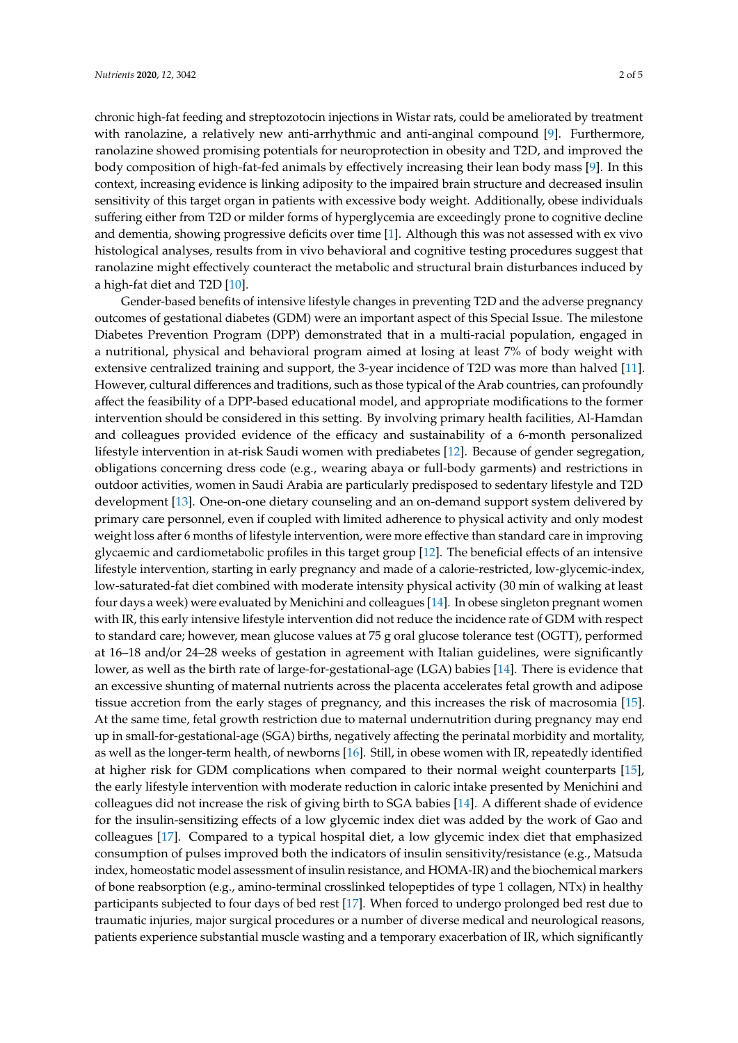chronic high-fat feeding and streptozotocin injections in Wistar rats, could be ameliorated by treatment with ranolazine, a relatively new anti-arrhythmic and anti-anginal compound [9]. Furthermore, ranolazine showed promising potentials for neuroprotection in obesity and T2D, and improved the body composition of high-fat-fed animals by effectively increasing their lean body mass [9]. In this context, increasing evidence is linking adiposity to the impaired brain structure and decreased insulin sensitivity of this target organ in patients with excessive body weight. Additionally, obese individuals suffering either from T2D or milder forms of hyperglycemia are exceedingly prone to cognitive decline and dementia, showing progressive deficits over time [1]. Although this was not assessed with ex vivo histological analyses, results from in vivo behavioral and cognitive testing procedures suggest that ranolazine might effectively counteract the metabolic and structural brain disturbances induced by a high-fat diet and T2D [10].

Gender-based benefits of intensive lifestyle changes in preventing T2D and the adverse pregnancy outcomes of gestational diabetes (GDM) were an important aspect of this Special Issue. The milestone Diabetes Prevention Program (DPP) demonstrated that in a multi-racial population, engaged in a nutritional, physical and behavioral program aimed at losing at least 7% of body weight with extensive centralized training and support, the 3-year incidence of T2D was more than halved [11]. However, cultural differences and traditions, such as those typical of the Arab countries, can profoundly affect the feasibility of a DPP-based educational model, and appropriate modifications to the former intervention should be considered in this setting. By involving primary health facilities, Al-Hamdan and colleagues provided evidence of the efficacy and sustainability of a 6-month personalized lifestyle intervention in at-risk Saudi women with prediabetes [12]. Because of gender segregation, obligations concerning dress code (e.g., wearing abaya or full-body garments) and restrictions in outdoor activities, women in Saudi Arabia are particularly predisposed to sedentary lifestyle and T2D development [13]. One-on-one dietary counseling and an on-demand support system delivered by primary care personnel, even if coupled with limited adherence to physical activity and only modest weight loss after 6 months of lifestyle intervention, were more effective than standard care in improving glycaemic and cardiometabolic profiles in this target group [12]. The beneficial effects of an intensive lifestyle intervention, starting in early pregnancy and made of a calorie-restricted, low-glycemic-index, low-saturated-fat diet combined with moderate intensity physical activity (30 min of walking at least four days a week) were evaluated by Menichini and colleagues [14]. In obese singleton pregnant women with IR, this early intensive lifestyle intervention did not reduce the incidence rate of GDM with respect to standard care; however, mean glucose values at 75 g oral glucose tolerance test (OGTT), performed at 16–18 and/or 24–28 weeks of gestation in agreement with Italian guidelines, were significantly lower, as well as the birth rate of large-for-gestational-age (LGA) babies [14]. There is evidence that an excessive shunting of maternal nutrients across the placenta accelerates fetal growth and adipose tissue accretion from the early stages of pregnancy, and this increases the risk of macrosomia [15]. At the same time, fetal growth restriction due to maternal undernutrition during pregnancy may end up in small-for-gestational-age (SGA) births, negatively affecting the perinatal morbidity and mortality, as well as the longer-term health, of newborns [16]. Still, in obese women with IR, repeatedly identified at higher risk for GDM complications when compared to their normal weight counterparts [15], the early lifestyle intervention with moderate reduction in caloric intake presented by Menichini and colleagues did not increase the risk of giving birth to SGA babies [14]. A different shade of evidence for the insulin-sensitizing effects of a low glycemic index diet was added by the work of Gao and colleagues [17]. Compared to a typical hospital diet, a low glycemic index diet that emphasized consumption of pulses improved both the indicators of insulin sensitivity/resistance (e.g., Matsuda index, homeostatic model assessment of insulin resistance, and HOMA-IR) and the biochemical markers of bone reabsorption (e.g., amino-terminal crosslinked telopeptides of type 1 collagen, NTx) in healthy participants subjected to four days of bed rest [17]. When forced to undergo prolonged bed rest due to traumatic injuries, major surgical procedures or a number of diverse medical and neurological reasons, patients experience substantial muscle wasting and a temporary exacerbation of IR, which significantly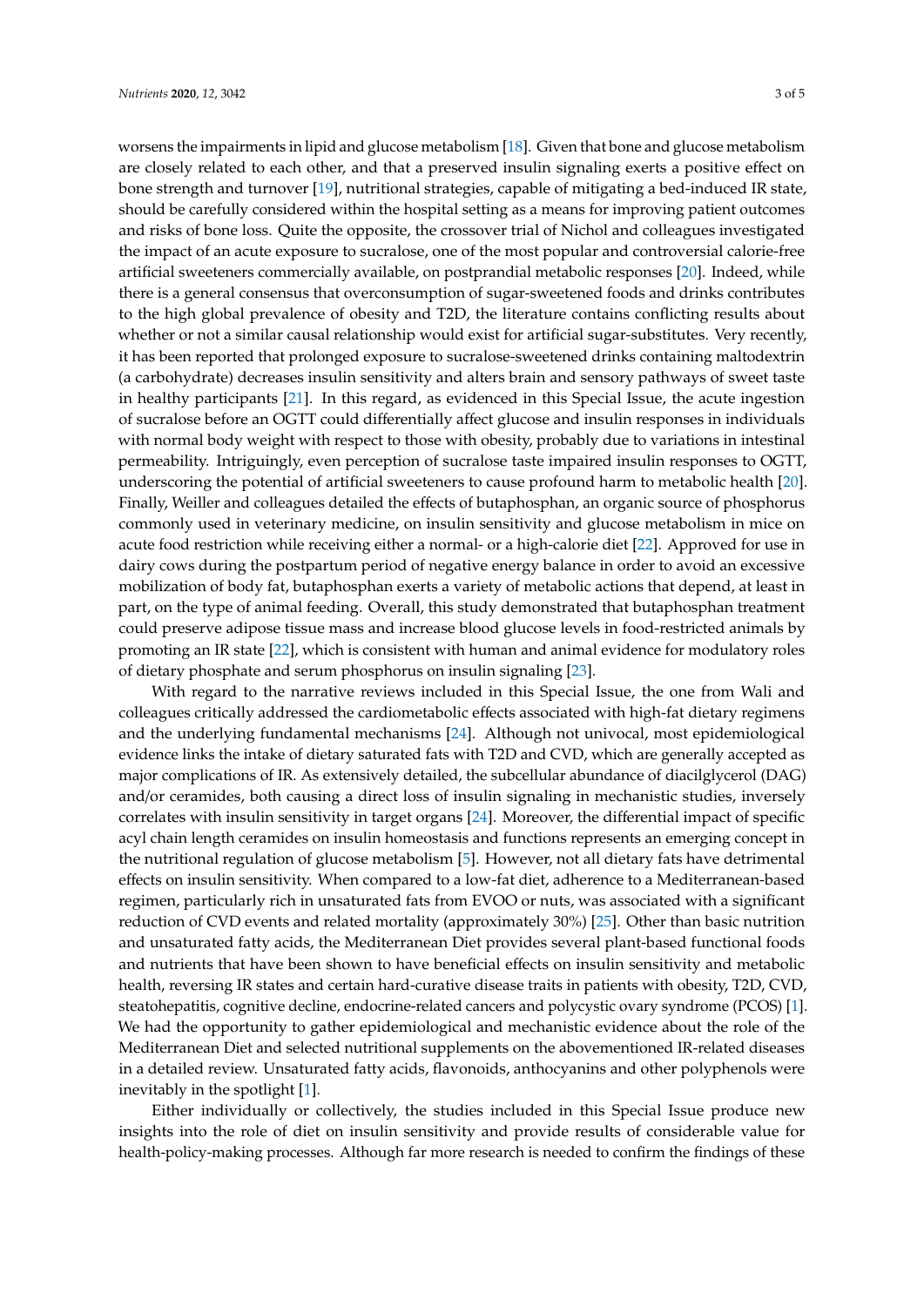worsens the impairments in lipid and glucose metabolism [18]. Given that bone and glucose metabolism are closely related to each other, and that a preserved insulin signaling exerts a positive effect on bone strength and turnover [19], nutritional strategies, capable of mitigating a bed-induced IR state, should be carefully considered within the hospital setting as a means for improving patient outcomes and risks of bone loss. Quite the opposite, the crossover trial of Nichol and colleagues investigated the impact of an acute exposure to sucralose, one of the most popular and controversial calorie-free artificial sweeteners commercially available, on postprandial metabolic responses [20]. Indeed, while there is a general consensus that overconsumption of sugar-sweetened foods and drinks contributes to the high global prevalence of obesity and T2D, the literature contains conflicting results about whether or not a similar causal relationship would exist for artificial sugar-substitutes. Very recently, it has been reported that prolonged exposure to sucralose-sweetened drinks containing maltodextrin (a carbohydrate) decreases insulin sensitivity and alters brain and sensory pathways of sweet taste in healthy participants [21]. In this regard, as evidenced in this Special Issue, the acute ingestion of sucralose before an OGTT could differentially affect glucose and insulin responses in individuals with normal body weight with respect to those with obesity, probably due to variations in intestinal permeability. Intriguingly, even perception of sucralose taste impaired insulin responses to OGTT, underscoring the potential of artificial sweeteners to cause profound harm to metabolic health [20]. Finally, Weiller and colleagues detailed the effects of butaphosphan, an organic source of phosphorus commonly used in veterinary medicine, on insulin sensitivity and glucose metabolism in mice on acute food restriction while receiving either a normal- or a high-calorie diet [22]. Approved for use in dairy cows during the postpartum period of negative energy balance in order to avoid an excessive mobilization of body fat, butaphosphan exerts a variety of metabolic actions that depend, at least in part, on the type of animal feeding. Overall, this study demonstrated that butaphosphan treatment could preserve adipose tissue mass and increase blood glucose levels in food-restricted animals by promoting an IR state [22], which is consistent with human and animal evidence for modulatory roles of dietary phosphate and serum phosphorus on insulin signaling [23].

With regard to the narrative reviews included in this Special Issue, the one from Wali and colleagues critically addressed the cardiometabolic effects associated with high-fat dietary regimens and the underlying fundamental mechanisms [24]. Although not univocal, most epidemiological evidence links the intake of dietary saturated fats with T2D and CVD, which are generally accepted as major complications of IR. As extensively detailed, the subcellular abundance of diacilglycerol (DAG) and/or ceramides, both causing a direct loss of insulin signaling in mechanistic studies, inversely correlates with insulin sensitivity in target organs [24]. Moreover, the differential impact of specific acyl chain length ceramides on insulin homeostasis and functions represents an emerging concept in the nutritional regulation of glucose metabolism [5]. However, not all dietary fats have detrimental effects on insulin sensitivity. When compared to a low-fat diet, adherence to a Mediterranean-based regimen, particularly rich in unsaturated fats from EVOO or nuts, was associated with a significant reduction of CVD events and related mortality (approximately 30%) [25]. Other than basic nutrition and unsaturated fatty acids, the Mediterranean Diet provides several plant-based functional foods and nutrients that have been shown to have beneficial effects on insulin sensitivity and metabolic health, reversing IR states and certain hard-curative disease traits in patients with obesity, T2D, CVD, steatohepatitis, cognitive decline, endocrine-related cancers and polycystic ovary syndrome (PCOS) [1]. We had the opportunity to gather epidemiological and mechanistic evidence about the role of the Mediterranean Diet and selected nutritional supplements on the abovementioned IR-related diseases in a detailed review. Unsaturated fatty acids, flavonoids, anthocyanins and other polyphenols were inevitably in the spotlight [1].

Either individually or collectively, the studies included in this Special Issue produce new insights into the role of diet on insulin sensitivity and provide results of considerable value for health-policy-making processes. Although far more research is needed to confirm the findings of these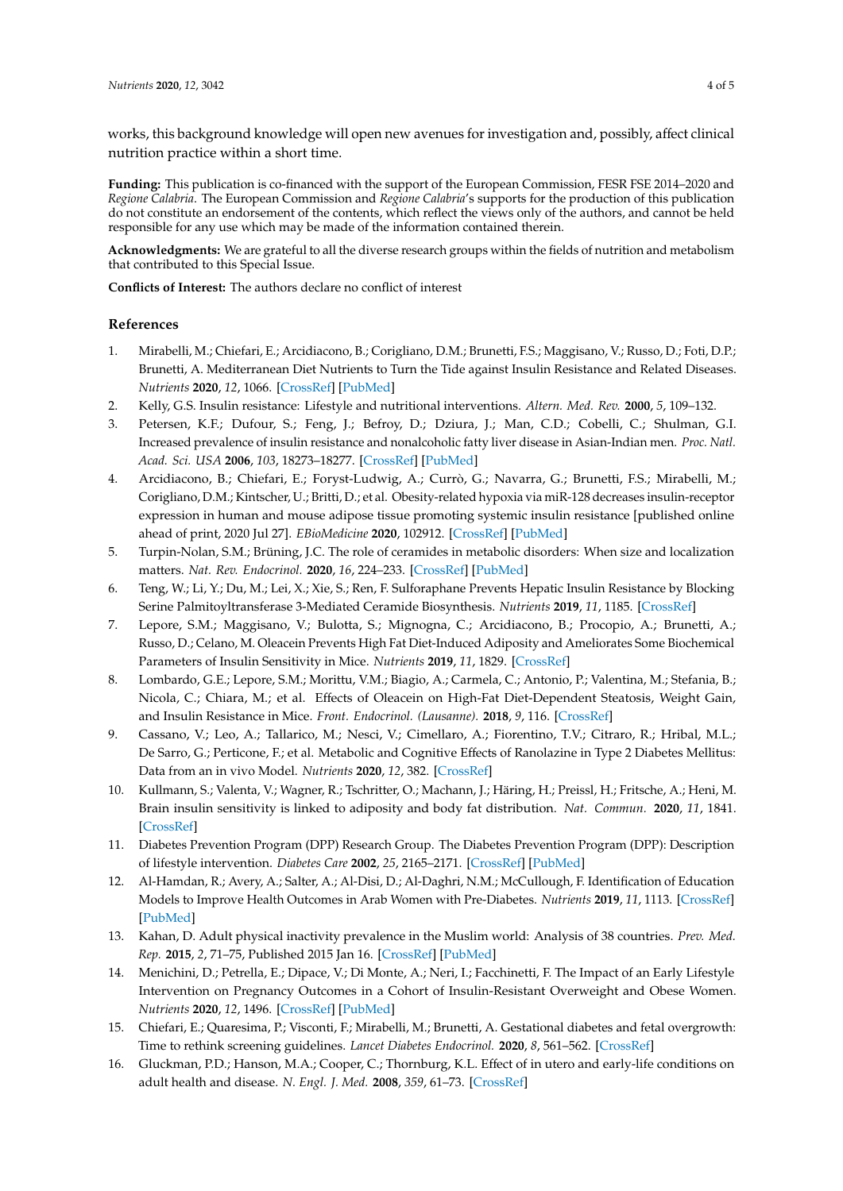works, this background knowledge will open new avenues for investigation and, possibly, affect clinical nutrition practice within a short time.

**Funding:** This publication is co-financed with the support of the European Commission, FESR FSE 2014–2020 and *Regione Calabria*. The European Commission and *Regione Calabria*'s supports for the production of this publication do not constitute an endorsement of the contents, which reflect the views only of the authors, and cannot be held responsible for any use which may be made of the information contained therein.

**Acknowledgments:** We are grateful to all the diverse research groups within the fields of nutrition and metabolism that contributed to this Special Issue.

**Conflicts of Interest:** The authors declare no conflict of interest

## References

1. Mirabelli, M.; Chiefari, E.; Arcidiacono, B.; Corigliano, D.M.; Brunetti, F.S.; Maggisano, V.; Russo, D.; Foti, D.P.; Brunetti, A. Mediterranean Diet Nutrients to Turn the Tide against Insulin Resistance and Related Diseases. *Nutrients* **2020**, *12*, 1066. [CrossRef] [PubMed]
2. Kelly, G.S. Insulin resistance: Lifestyle and nutritional interventions. *Altern. Med. Rev.* **2000**, *5*, 109–132.
3. Petersen, K.F.; Dufour, S.; Feng, J.; Befroy, D.; Dziura, J.; Man, C.D.; Cobelli, C.; Shulman, G.I. Increased prevalence of insulin resistance and nonalcoholic fatty liver disease in Asian-Indian men. *Proc. Natl. Acad. Sci. USA* **2006**, *103*, 18273–18277. [CrossRef] [PubMed]
4. Arcidiacono, B.; Chiefari, E.; Foryst-Ludwig, A.; Currò, G.; Navarra, G.; Brunetti, F.S.; Mirabelli, M.; Corigliano, D.M.; Kintscher, U.; Britti, D.; et al. Obesity-related hypoxia via miR-128 decreases insulin-receptor expression in human and mouse adipose tissue promoting systemic insulin resistance [published online ahead of print, 2020 Jul 27]. *EBioMedicine* **2020**, 102912. [CrossRef] [PubMed]
5. Turpin-Nolan, S.M.; Brüning, J.C. The role of ceramides in metabolic disorders: When size and localization matters. *Nat. Rev. Endocrinol.* **2020**, *16*, 224–233. [CrossRef] [PubMed]
6. Teng, W.; Li, Y.; Du, M.; Lei, X.; Xie, S.; Ren, F. Sulforaphane Prevents Hepatic Insulin Resistance by Blocking Serine Palmitoyltransferase 3-Mediated Ceramide Biosynthesis. *Nutrients* **2019**, *11*, 1185. [CrossRef]
7. Lepore, S.M.; Maggisano, V.; Bulotta, S.; Mignogna, C.; Arcidiacono, B.; Procopio, A.; Brunetti, A.; Russo, D.; Celano, M. Oleacein Prevents High Fat Diet-Induced Adiposity and Ameliorates Some Biochemical Parameters of Insulin Sensitivity in Mice. *Nutrients* **2019**, *11*, 1829. [CrossRef]
8. Lombardo, G.E.; Lepore, S.M.; Morittu, V.M.; Biagio, A.; Carmela, C.; Antonio, P.; Valentina, M.; Stefania, B.; Nicola, C.; Chiara, M.; et al. Effects of Oleacein on High-Fat Diet-Dependent Steatosis, Weight Gain, and Insulin Resistance in Mice. *Front. Endocrinol. (Lausanne).* **2018**, *9*, 116. [CrossRef]
9. Cassano, V.; Leo, A.; Tallarico, M.; Nesci, V.; Cimellaro, A.; Fiorentino, T.V.; Citraro, R.; Hribal, M.L.; De Sarro, G.; Perticone, F.; et al. Metabolic and Cognitive Effects of Ranolazine in Type 2 Diabetes Mellitus: Data from an in vivo Model. *Nutrients* **2020**, *12*, 382. [CrossRef]
10. Kullmann, S.; Valenta, V.; Wagner, R.; Tschritter, O.; Machann, J.; Häring, H.; Preissl, H.; Fritsche, A.; Heni, M. Brain insulin sensitivity is linked to adiposity and body fat distribution. *Nat. Commun.* **2020**, *11*, 1841. [CrossRef]
11. Diabetes Prevention Program (DPP) Research Group. The Diabetes Prevention Program (DPP): Description of lifestyle intervention. *Diabetes Care* **2002**, *25*, 2165–2171. [CrossRef] [PubMed]
12. Al-Hamdan, R.; Avery, A.; Salter, A.; Al-Disi, D.; Al-Daghri, N.M.; McCullough, F. Identification of Education Models to Improve Health Outcomes in Arab Women with Pre-Diabetes. *Nutrients* **2019**, *11*, 1113. [CrossRef] [PubMed]
13. Kahan, D. Adult physical inactivity prevalence in the Muslim world: Analysis of 38 countries. *Prev. Med. Rep.* **2015**, *2*, 71–75, Published 2015 Jan 16. [CrossRef] [PubMed]
14. Menichini, D.; Petrella, E.; Dipace, V.; Di Monte, A.; Neri, I.; Facchinetti, F. The Impact of an Early Lifestyle Intervention on Pregnancy Outcomes in a Cohort of Insulin-Resistant Overweight and Obese Women. *Nutrients* **2020**, *12*, 1496. [CrossRef] [PubMed]
15. Chiefari, E.; Quaresima, P.; Visconti, F.; Mirabelli, M.; Brunetti, A. Gestational diabetes and fetal overgrowth: Time to rethink screening guidelines. *Lancet Diabetes Endocrinol.* **2020**, *8*, 561–562. [CrossRef]
16. Gluckman, P.D.; Hanson, M.A.; Cooper, C.; Thornburg, K.L. Effect of in utero and early-life conditions on adult health and disease. *N. Engl. J. Med.* **2008**, *359*, 61–73. [CrossRef]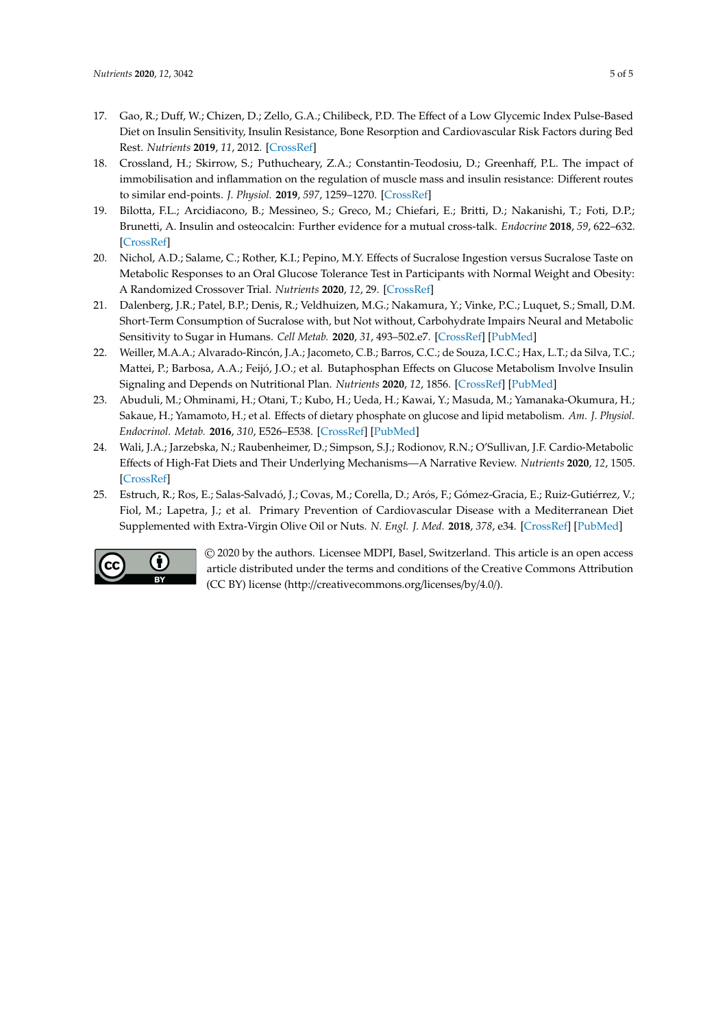17. Gao, R.; Duff, W.; Chizen, D.; Zello, G.A.; Chilibeck, P.D. The Effect of a Low Glycemic Index Pulse-Based Diet on Insulin Sensitivity, Insulin Resistance, Bone Resorption and Cardiovascular Risk Factors during Bed Rest. *Nutrients* **2019**, *11*, 2012. [CrossRef]
18. Crossland, H.; Skirrow, S.; Puthucheary, Z.A.; Constantin-Teodosiu, D.; Greenhaff, P.L. The impact of immobilisation and inflammation on the regulation of muscle mass and insulin resistance: Different routes to similar end-points. *J. Physiol.* **2019**, *597*, 1259–1270. [CrossRef]
19. Bilotta, F.L.; Arcidiacono, B.; Messineo, S.; Greco, M.; Chiefari, E.; Britti, D.; Nakanishi, T.; Foti, D.P.; Brunetti, A. Insulin and osteocalcin: Further evidence for a mutual cross-talk. *Endocrine* **2018**, *59*, 622–632. [CrossRef]
20. Nichol, A.D.; Salame, C.; Rother, K.I.; Pepino, M.Y. Effects of Sucralose Ingestion versus Sucralose Taste on Metabolic Responses to an Oral Glucose Tolerance Test in Participants with Normal Weight and Obesity: A Randomized Crossover Trial. *Nutrients* **2020**, *12*, 29. [CrossRef]
21. Dalenberg, J.R.; Patel, B.P.; Denis, R.; Veldhuizen, M.G.; Nakamura, Y.; Vinke, P.C.; Luquet, S.; Small, D.M. Short-Term Consumption of Sucralose with, but Not without, Carbohydrate Impairs Neural and Metabolic Sensitivity to Sugar in Humans. *Cell Metab.* **2020**, *31*, 493–502.e7. [CrossRef] [PubMed]
22. Weiller, M.A.A.; Alvarado-Rincón, J.A.; Jacometo, C.B.; Barros, C.C.; de Souza, I.C.C.; Hax, L.T.; da Silva, T.C.; Mattei, P.; Barbosa, A.A.; Feijó, J.O.; et al. Butaphosphan Effects on Glucose Metabolism Involve Insulin Signaling and Depends on Nutritional Plan. *Nutrients* **2020**, *12*, 1856. [CrossRef] [PubMed]
23. Abuduli, M.; Ohminami, H.; Otani, T.; Kubo, H.; Ueda, H.; Kawai, Y.; Masuda, M.; Yamanaka-Okumura, H.; Sakaue, H.; Yamamoto, H.; et al. Effects of dietary phosphate on glucose and lipid metabolism. *Am. J. Physiol. Endocrinol. Metab.* **2016**, *310*, E526–E538. [CrossRef] [PubMed]
24. Wali, J.A.; Jarzebska, N.; Raubenheimer, D.; Simpson, S.J.; Rodionov, R.N.; O'Sullivan, J.F. Cardio-Metabolic Effects of High-Fat Diets and Their Underlying Mechanisms—A Narrative Review. *Nutrients* **2020**, *12*, 1505. [CrossRef]
25. Estruch, R.; Ros, E.; Salas-Salvadó, J.; Covas, M.; Corella, D.; Arós, F.; Gómez-Gracia, E.; Ruiz-Gutiérrez, V.; Fiol, M.; Lapetra, J.; et al. Primary Prevention of Cardiovascular Disease with a Mediterranean Diet Supplemented with Extra-Virgin Olive Oil or Nuts. *N. Engl. J. Med.* **2018**, *378*, e34. [CrossRef] [PubMed]

© 2020 by the authors. Licensee MDPI, Basel, Switzerland. This article is an open access article distributed under the terms and conditions of the Creative Commons Attribution (CC BY) license (http://creativecommons.org/licenses/by/4.0/).